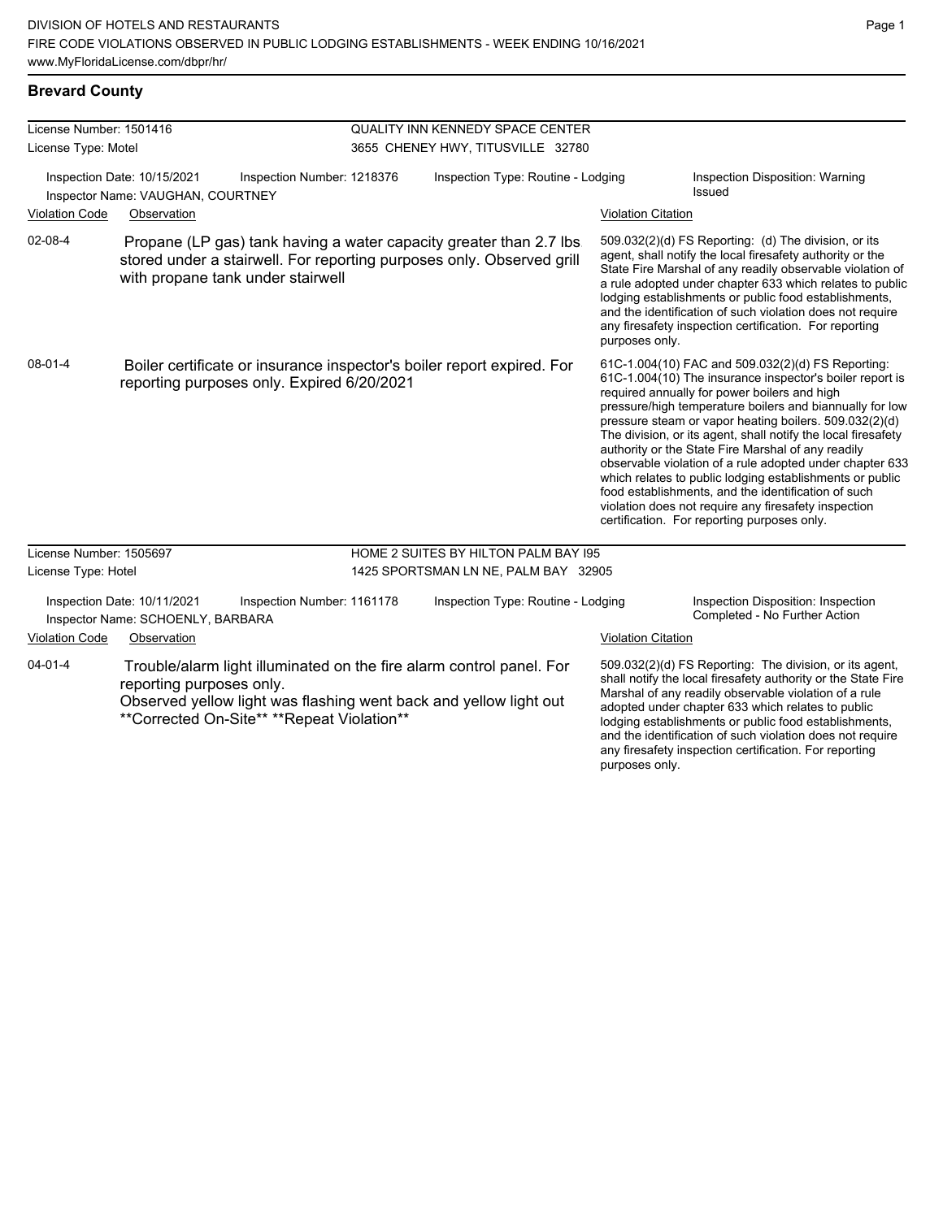DIVISION OF HOTELS AND RESTAURANTS
FIRE CODE VIOLATIONS OBSERVED IN PUBLIC LODGING ESTABLISHMENTS - WEEK ENDING 10/16/2021
www.MyFloridaLicense.com/dbpr/hr/

## Brevard County

**License Number:** 1501416
**License Type:** Motel
**QUALITY INN KENNEDY SPACE CENTER**
3655 CHENEY HWY, TITUSVILLE 32780

Inspection Date: 10/15/2021 | Inspection Number: 1218376 | Inspection Type: Routine - Lodging | Inspection Disposition: Warning Issued
Inspector Name: VAUGHAN, COURTNEY

| Violation Code | Observation | Violation Citation |
|---|---|---|
| 02-08-4 | Propane (LP gas) tank having a water capacity greater than 2.7 lbs stored under a stairwell. For reporting purposes only. Observed grill with propane tank under stairwell | 509.032(2)(d) FS Reporting: (d) The division, or its agent, shall notify the local firesafety authority or the State Fire Marshal of any readily observable violation of a rule adopted under chapter 633 which relates to public lodging establishments or public food establishments, and the identification of such violation does not require any firesafety inspection certification. For reporting purposes only. |
| 08-01-4 | Boiler certificate or insurance inspector's boiler report expired. For reporting purposes only. Expired 6/20/2021 | 61C-1.004(10) FAC and 509.032(2)(d) FS Reporting: 61C-1.004(10) The insurance inspector's boiler report is required annually for power boilers and high pressure/high temperature boilers and biannually for low pressure steam or vapor heating boilers. 509.032(2)(d) The division, or its agent, shall notify the local firesafety authority or the State Fire Marshal of any readily observable violation of a rule adopted under chapter 633 which relates to public lodging establishments or public food establishments, and the identification of such violation does not require any firesafety inspection certification. For reporting purposes only. |

**License Number:** 1505697
**License Type:** Hotel
**HOME 2 SUITES BY HILTON PALM BAY I95**
1425 SPORTSMAN LN NE, PALM BAY 32905

Inspection Date: 10/11/2021 | Inspection Number: 1161178 | Inspection Type: Routine - Lodging | Inspection Disposition: Inspection Completed - No Further Action
Inspector Name: SCHOENLY, BARBARA

| Violation Code | Observation | Violation Citation |
|---|---|---|
| 04-01-4 | Trouble/alarm light illuminated on the fire alarm control panel. For reporting purposes only. Observed yellow light was flashing went back and yellow light out **Corrected On-Site** **Repeat Violation** | 509.032(2)(d) FS Reporting: The division, or its agent, shall notify the local firesafety authority or the State Fire Marshal of any readily observable violation of a rule adopted under chapter 633 which relates to public lodging establishments or public food establishments, and the identification of such violation does not require any firesafety inspection certification. For reporting purposes only. |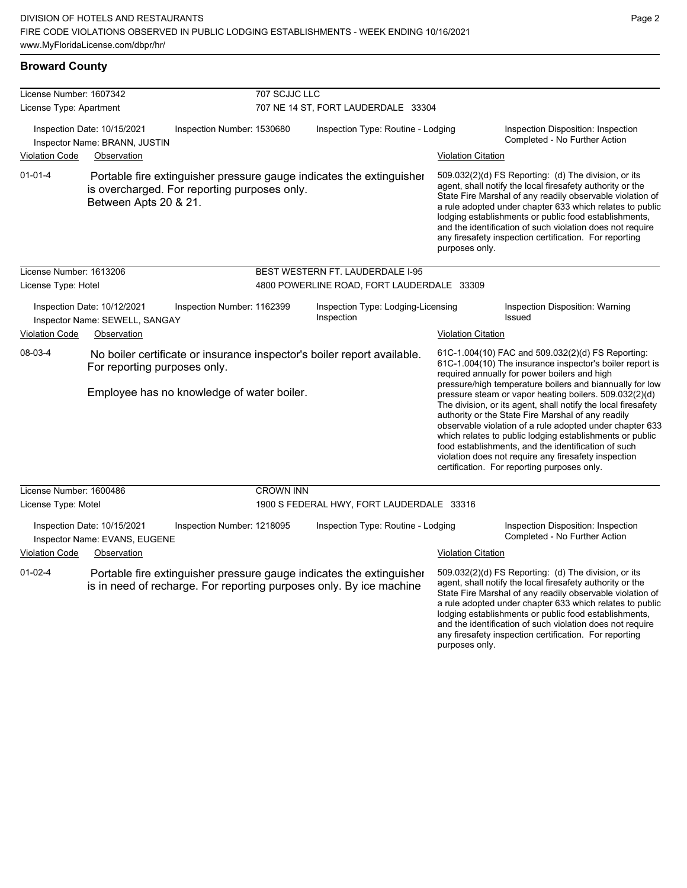## Broward County

**License Number:** 1607342 | **707 SCJJC LLC**
**License Type:** Apartment | 707 NE 14 ST, FORT LAUDERDALE 33304

Inspection Date: 10/15/2021 | Inspection Number: 1530680 | Inspection Type: Routine - Lodging | Inspection Disposition: Inspection Completed - No Further Action
Inspector Name: BRANN, JUSTIN

| Violation Code | Observation | Violation Citation |
|---|---|---|
| 01-01-4 | Portable fire extinguisher pressure gauge indicates the extinguisher is overcharged. For reporting purposes only. Between Apts 20 & 21. | 509.032(2)(d) FS Reporting: (d) The division, or its agent, shall notify the local firesafety authority or the State Fire Marshal of any readily observable violation of a rule adopted under chapter 633 which relates to public lodging establishments or public food establishments, and the identification of such violation does not require any firesafety inspection certification. For reporting purposes only. |

**License Number:** 1613206 | **BEST WESTERN FT. LAUDERDALE I-95**
**License Type:** Hotel | 4800 POWERLINE ROAD, FORT LAUDERDALE 33309

Inspection Date: 10/12/2021 | Inspection Number: 1162399 | Inspection Type: Lodging-Licensing Inspection | Inspection Disposition: Warning Issued
Inspector Name: SEWELL, SANGAY

| Violation Code | Observation | Violation Citation |
|---|---|---|
| 08-03-4 | No boiler certificate or insurance inspector's boiler report available. For reporting purposes only.<br><br>Employee has no knowledge of water boiler. | 61C-1.004(10) FAC and 509.032(2)(d) FS Reporting: 61C-1.004(10) The insurance inspector's boiler report is required annually for power boilers and high pressure/high temperature boilers and biannually for low pressure steam or vapor heating boilers. 509.032(2)(d) The division, or its agent, shall notify the local firesafety authority or the State Fire Marshal of any readily observable violation of a rule adopted under chapter 633 which relates to public lodging establishments or public food establishments, and the identification of such violation does not require any firesafety inspection certification. For reporting purposes only. |

**License Number:** 1600486 | **CROWN INN**
**License Type:** Motel | 1900 S FEDERAL HWY, FORT LAUDERDALE 33316

Inspection Date: 10/15/2021 | Inspection Number: 1218095 | Inspection Type: Routine - Lodging | Inspection Disposition: Inspection Completed - No Further Action
Inspector Name: EVANS, EUGENE

| Violation Code | Observation | Violation Citation |
|---|---|---|
| 01-02-4 | Portable fire extinguisher pressure gauge indicates the extinguisher is in need of recharge. For reporting purposes only. By ice machine | 509.032(2)(d) FS Reporting: (d) The division, or its agent, shall notify the local firesafety authority or the State Fire Marshal of any readily observable violation of a rule adopted under chapter 633 which relates to public lodging establishments or public food establishments, and the identification of such violation does not require any firesafety inspection certification. For reporting purposes only. |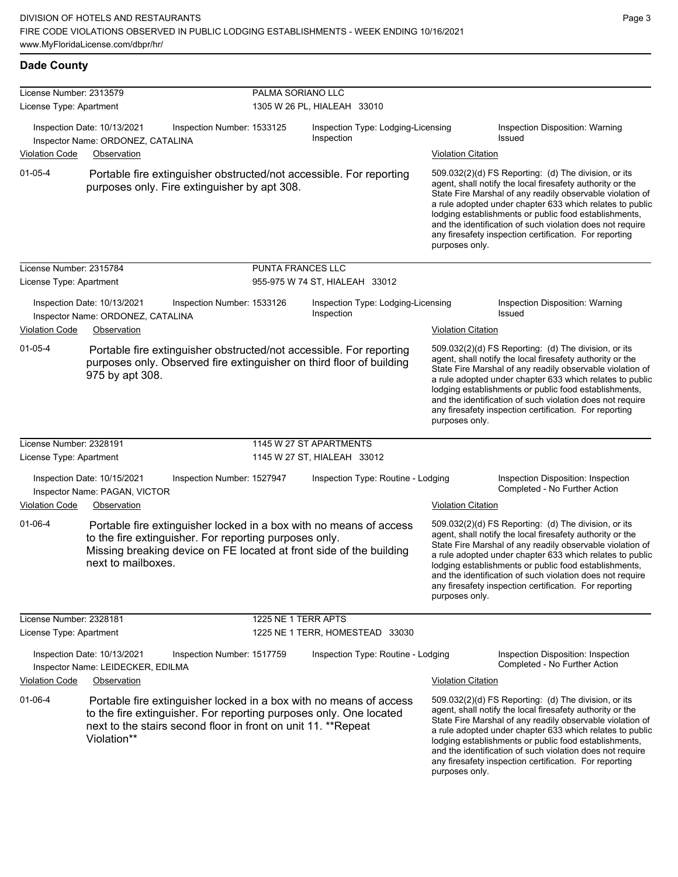## Dade County

**License Number:** 2313579 — **PALMA SORIANO LLC**
**License Type:** Apartment — 1305 W 26 PL, HIALEAH 33010

| Inspection Date | Inspection Number | Inspection Type | Inspection Disposition |
|---|---|---|---|
| 10/13/2021 | 1533125 | Lodging-Licensing Inspection | Warning Issued |

Inspector Name: ORDONEZ, CATALINA

| Violation Code | Observation | Violation Citation |
|---|---|---|
| 01-05-4 | Portable fire extinguisher obstructed/not accessible. For reporting purposes only. Fire extinguisher by apt 308. | 509.032(2)(d) FS Reporting: (d) The division, or its agent, shall notify the local firesafety authority or the State Fire Marshal of any readily observable violation of a rule adopted under chapter 633 which relates to public lodging establishments or public food establishments, and the identification of such violation does not require any firesafety inspection certification. For reporting purposes only. |

**License Number:** 2315784 — **PUNTA FRANCES LLC**
**License Type:** Apartment — 955-975 W 74 ST, HIALEAH 33012

| Inspection Date | Inspection Number | Inspection Type | Inspection Disposition |
|---|---|---|---|
| 10/13/2021 | 1533126 | Lodging-Licensing Inspection | Warning Issued |

Inspector Name: ORDONEZ, CATALINA

| Violation Code | Observation | Violation Citation |
|---|---|---|
| 01-05-4 | Portable fire extinguisher obstructed/not accessible. For reporting purposes only. Observed fire extinguisher on third floor of building 975 by apt 308. | 509.032(2)(d) FS Reporting: (d) The division, or its agent, shall notify the local firesafety authority or the State Fire Marshal of any readily observable violation of a rule adopted under chapter 633 which relates to public lodging establishments or public food establishments, and the identification of such violation does not require any firesafety inspection certification. For reporting purposes only. |

**License Number:** 2328191 — **1145 W 27 ST APARTMENTS**
**License Type:** Apartment — 1145 W 27 ST, HIALEAH 33012

| Inspection Date | Inspection Number | Inspection Type | Inspection Disposition |
|---|---|---|---|
| 10/15/2021 | 1527947 | Routine - Lodging | Inspection Completed - No Further Action |

Inspector Name: PAGAN, VICTOR

| Violation Code | Observation | Violation Citation |
|---|---|---|
| 01-06-4 | Portable fire extinguisher locked in a box with no means of access to the fire extinguisher. For reporting purposes only. Missing breaking device on FE located at front side of the building next to mailboxes. | 509.032(2)(d) FS Reporting: (d) The division, or its agent, shall notify the local firesafety authority or the State Fire Marshal of any readily observable violation of a rule adopted under chapter 633 which relates to public lodging establishments or public food establishments, and the identification of such violation does not require any firesafety inspection certification. For reporting purposes only. |

**License Number:** 2328181 — **1225 NE 1 TERR APTS**
**License Type:** Apartment — 1225 NE 1 TERR, HOMESTEAD 33030

| Inspection Date | Inspection Number | Inspection Type | Inspection Disposition |
|---|---|---|---|
| 10/13/2021 | 1517759 | Routine - Lodging | Inspection Completed - No Further Action |

Inspector Name: LEIDECKER, EDILMA

| Violation Code | Observation | Violation Citation |
|---|---|---|
| 01-06-4 | Portable fire extinguisher locked in a box with no means of access to the fire extinguisher. For reporting purposes only. One located next to the stairs second floor in front on unit 11. **Repeat Violation** | 509.032(2)(d) FS Reporting: (d) The division, or its agent, shall notify the local firesafety authority or the State Fire Marshal of any readily observable violation of a rule adopted under chapter 633 which relates to public lodging establishments or public food establishments, and the identification of such violation does not require any firesafety inspection certification. For reporting purposes only. |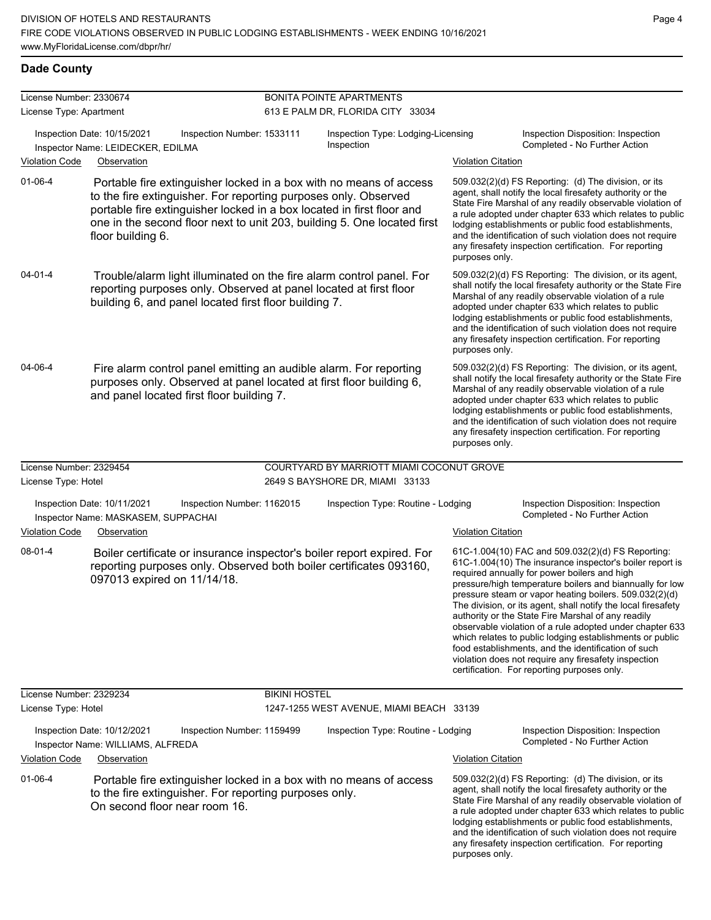## Dade County

**License Number:** 2330674 | **BONITA POINTE APARTMENTS**
**License Type:** Apartment | 613 E PALM DR, FLORIDA CITY 33034

Inspection Date: 10/15/2021 | Inspection Number: 1533111 | Inspection Type: Lodging-Licensing Inspection | Inspection Disposition: Inspection Completed - No Further Action
Inspector Name: LEIDECKER, EDILMA

| Violation Code | Observation | Violation Citation |
| --- | --- | --- |
| 01-06-4 | Portable fire extinguisher locked in a box with no means of access to the fire extinguisher. For reporting purposes only. Observed portable fire extinguisher locked in a box located in first floor and one in the second floor next to unit 203, building 5. One located first floor building 6. | 509.032(2)(d) FS Reporting: (d) The division, or its agent, shall notify the local firesafety authority or the State Fire Marshal of any readily observable violation of a rule adopted under chapter 633 which relates to public lodging establishments or public food establishments, and the identification of such violation does not require any firesafety inspection certification. For reporting purposes only. |
| 04-01-4 | Trouble/alarm light illuminated on the fire alarm control panel. For reporting purposes only. Observed at panel located at first floor building 6, and panel located first floor building 7. | 509.032(2)(d) FS Reporting: The division, or its agent, shall notify the local firesafety authority or the State Fire Marshal of any readily observable violation of a rule adopted under chapter 633 which relates to public lodging establishments or public food establishments, and the identification of such violation does not require any firesafety inspection certification. For reporting purposes only. |
| 04-06-4 | Fire alarm control panel emitting an audible alarm. For reporting purposes only. Observed at panel located at first floor building 6, and panel located first floor building 7. | 509.032(2)(d) FS Reporting: The division, or its agent, shall notify the local firesafety authority or the State Fire Marshal of any readily observable violation of a rule adopted under chapter 633 which relates to public lodging establishments or public food establishments, and the identification of such violation does not require any firesafety inspection certification. For reporting purposes only. |

**License Number:** 2329454 | **COURTYARD BY MARRIOTT MIAMI COCONUT GROVE**
**License Type:** Hotel | 2649 S BAYSHORE DR, MIAMI 33133

Inspection Date: 10/11/2021 | Inspection Number: 1162015 | Inspection Type: Routine - Lodging | Inspection Disposition: Inspection Completed - No Further Action
Inspector Name: MASKASEM, SUPPACHAI

| Violation Code | Observation | Violation Citation |
| --- | --- | --- |
| 08-01-4 | Boiler certificate or insurance inspector's boiler report expired. For reporting purposes only. Observed both boiler certificates 093160, 097013 expired on 11/14/18. | 61C-1.004(10) FAC and 509.032(2)(d) FS Reporting: 61C-1.004(10) The insurance inspector's boiler report is required annually for power boilers and high pressure/high temperature boilers and biannually for low pressure steam or vapor heating boilers. 509.032(2)(d) The division, or its agent, shall notify the local firesafety authority or the State Fire Marshal of any readily observable violation of a rule adopted under chapter 633 which relates to public lodging establishments or public food establishments, and the identification of such violation does not require any firesafety inspection certification. For reporting purposes only. |

**License Number:** 2329234 | **BIKINI HOSTEL**
**License Type:** Hotel | 1247-1255 WEST AVENUE, MIAMI BEACH 33139

Inspection Date: 10/12/2021 | Inspection Number: 1159499 | Inspection Type: Routine - Lodging | Inspection Disposition: Inspection Completed - No Further Action
Inspector Name: WILLIAMS, ALFREDA

| Violation Code | Observation | Violation Citation |
| --- | --- | --- |
| 01-06-4 | Portable fire extinguisher locked in a box with no means of access to the fire extinguisher. For reporting purposes only. On second floor near room 16. | 509.032(2)(d) FS Reporting: (d) The division, or its agent, shall notify the local firesafety authority or the State Fire Marshal of any readily observable violation of a rule adopted under chapter 633 which relates to public lodging establishments or public food establishments, and the identification of such violation does not require any firesafety inspection certification. For reporting purposes only. |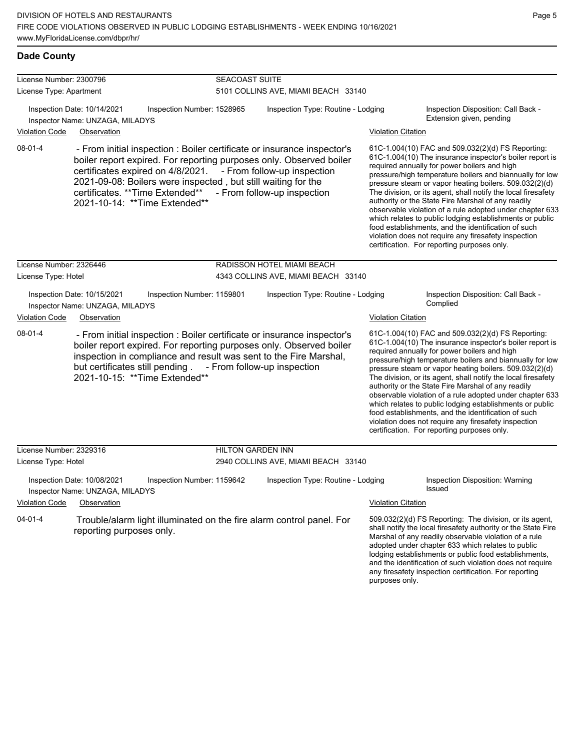## Dade County

**License Number:** 2300796 — **SEACOAST SUITE**
**License Type:** Apartment — 5101 COLLINS AVE, MIAMI BEACH 33140

Inspection Date: 10/14/2021 | Inspection Number: 1528965 | Inspection Type: Routine - Lodging | Inspection Disposition: Call Back - Extension given, pending
Inspector Name: UNZAGA, MILADYS

| Violation Code | Observation | Violation Citation |
|---|---|---|
| 08-01-4 | - From initial inspection : Boiler certificate or insurance inspector's boiler report expired. For reporting purposes only. Observed boiler certificates expired on 4/8/2021. - From follow-up inspection 2021-09-08: Boilers were inspected , but still waiting for the certificates. **Time Extended** - From follow-up inspection 2021-10-14: **Time Extended** | 61C-1.004(10) FAC and 509.032(2)(d) FS Reporting: 61C-1.004(10) The insurance inspector's boiler report is required annually for power boilers and high pressure/high temperature boilers and biannually for low pressure steam or vapor heating boilers. 509.032(2)(d) The division, or its agent, shall notify the local firesafety authority or the State Fire Marshal of any readily observable violation of a rule adopted under chapter 633 which relates to public lodging establishments or public food establishments, and the identification of such violation does not require any firesafety inspection certification. For reporting purposes only. |

**License Number:** 2326446 — **RADISSON HOTEL MIAMI BEACH**
**License Type:** Hotel — 4343 COLLINS AVE, MIAMI BEACH 33140

Inspection Date: 10/15/2021 | Inspection Number: 1159801 | Inspection Type: Routine - Lodging | Inspection Disposition: Call Back - Complied
Inspector Name: UNZAGA, MILADYS

| Violation Code | Observation | Violation Citation |
|---|---|---|
| 08-01-4 | - From initial inspection : Boiler certificate or insurance inspector's boiler report expired. For reporting purposes only. Observed boiler inspection in compliance and result was sent to the Fire Marshal, but certificates still pending . - From follow-up inspection 2021-10-15: **Time Extended** | 61C-1.004(10) FAC and 509.032(2)(d) FS Reporting: 61C-1.004(10) The insurance inspector's boiler report is required annually for power boilers and high pressure/high temperature boilers and biannually for low pressure steam or vapor heating boilers. 509.032(2)(d) The division, or its agent, shall notify the local firesafety authority or the State Fire Marshal of any readily observable violation of a rule adopted under chapter 633 which relates to public lodging establishments or public food establishments, and the identification of such violation does not require any firesafety inspection certification. For reporting purposes only. |

**License Number:** 2329316 — **HILTON GARDEN INN**
**License Type:** Hotel — 2940 COLLINS AVE, MIAMI BEACH 33140

Inspection Date: 10/08/2021 | Inspection Number: 1159642 | Inspection Type: Routine - Lodging | Inspection Disposition: Warning Issued
Inspector Name: UNZAGA, MILADYS

| Violation Code | Observation | Violation Citation |
|---|---|---|
| 04-01-4 | Trouble/alarm light illuminated on the fire alarm control panel. For reporting purposes only. | 509.032(2)(d) FS Reporting: The division, or its agent, shall notify the local firesafety authority or the State Fire Marshal of any readily observable violation of a rule adopted under chapter 633 which relates to public lodging establishments or public food establishments, and the identification of such violation does not require any firesafety inspection certification. For reporting purposes only. |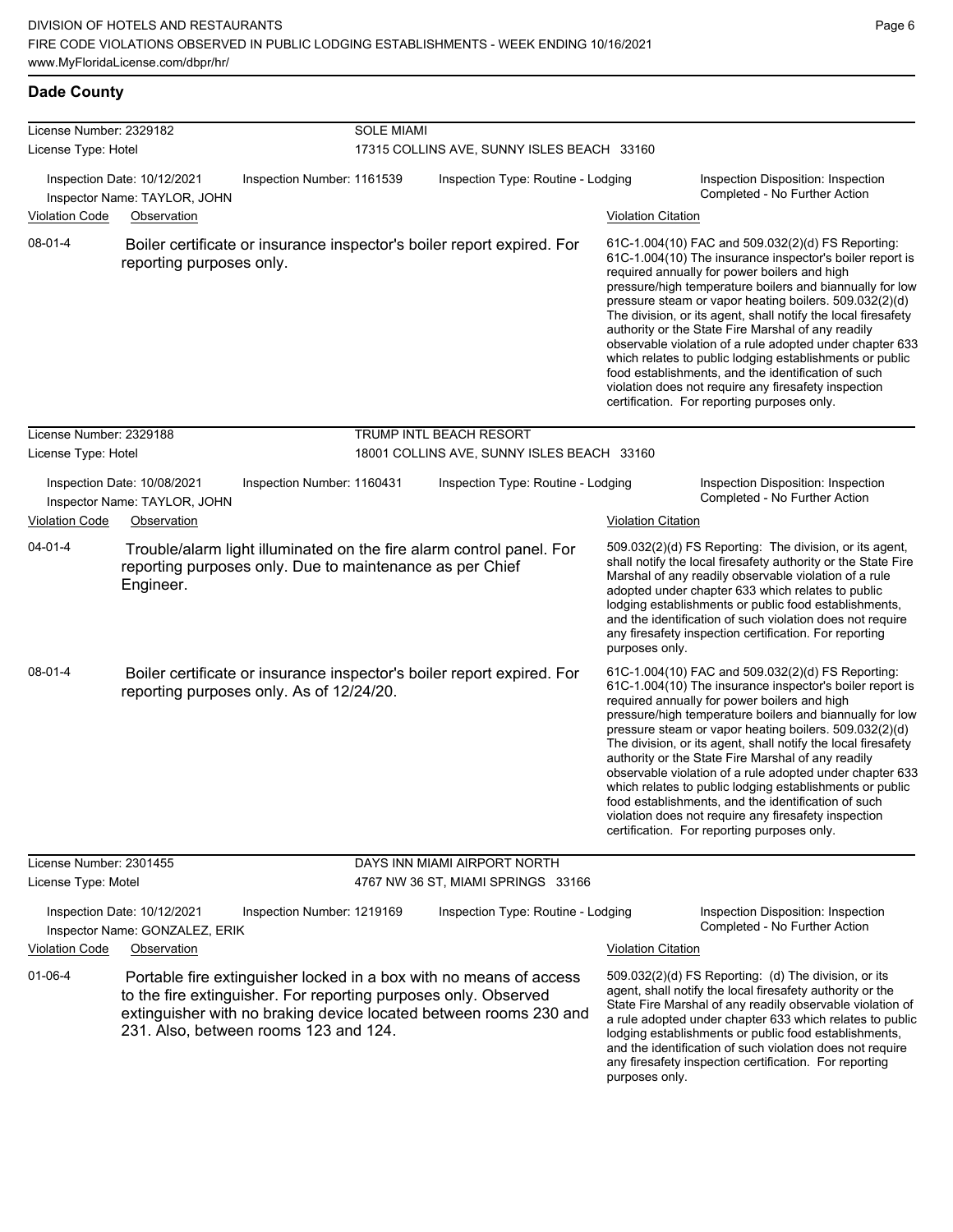## Dade County

**License Number:** 2329182 | **SOLE MIAMI**
**License Type:** Hotel | 17315 COLLINS AVE, SUNNY ISLES BEACH 33160

Inspection Date: 10/12/2021 | Inspection Number: 1161539 | Inspection Type: Routine - Lodging | Inspection Disposition: Inspection Completed - No Further Action
Inspector Name: TAYLOR, JOHN

| Violation Code | Observation | Violation Citation |
|---|---|---|
| 08-01-4 | Boiler certificate or insurance inspector's boiler report expired. For reporting purposes only. | 61C-1.004(10) FAC and 509.032(2)(d) FS Reporting: 61C-1.004(10) The insurance inspector's boiler report is required annually for power boilers and high pressure/high temperature boilers and biannually for low pressure steam or vapor heating boilers. 509.032(2)(d) The division, or its agent, shall notify the local firesafety authority or the State Fire Marshal of any readily observable violation of a rule adopted under chapter 633 which relates to public lodging establishments or public food establishments, and the identification of such violation does not require any firesafety inspection certification. For reporting purposes only. |

**License Number:** 2329188 | **TRUMP INTL BEACH RESORT**
**License Type:** Hotel | 18001 COLLINS AVE, SUNNY ISLES BEACH 33160

Inspection Date: 10/08/2021 | Inspection Number: 1160431 | Inspection Type: Routine - Lodging | Inspection Disposition: Inspection Completed - No Further Action
Inspector Name: TAYLOR, JOHN

| Violation Code | Observation | Violation Citation |
|---|---|---|
| 04-01-4 | Trouble/alarm light illuminated on the fire alarm control panel. For reporting purposes only. Due to maintenance as per Chief Engineer. | 509.032(2)(d) FS Reporting: The division, or its agent, shall notify the local firesafety authority or the State Fire Marshal of any readily observable violation of a rule adopted under chapter 633 which relates to public lodging establishments or public food establishments, and the identification of such violation does not require any firesafety inspection certification. For reporting purposes only. |
| 08-01-4 | Boiler certificate or insurance inspector's boiler report expired. For reporting purposes only. As of 12/24/20. | 61C-1.004(10) FAC and 509.032(2)(d) FS Reporting: 61C-1.004(10) The insurance inspector's boiler report is required annually for power boilers and high pressure/high temperature boilers and biannually for low pressure steam or vapor heating boilers. 509.032(2)(d) The division, or its agent, shall notify the local firesafety authority or the State Fire Marshal of any readily observable violation of a rule adopted under chapter 633 which relates to public lodging establishments or public food establishments, and the identification of such violation does not require any firesafety inspection certification. For reporting purposes only. |

**License Number:** 2301455 | **DAYS INN MIAMI AIRPORT NORTH**
**License Type:** Motel | 4767 NW 36 ST, MIAMI SPRINGS 33166

Inspection Date: 10/12/2021 | Inspection Number: 1219169 | Inspection Type: Routine - Lodging | Inspection Disposition: Inspection Completed - No Further Action
Inspector Name: GONZALEZ, ERIK

| Violation Code | Observation | Violation Citation |
|---|---|---|
| 01-06-4 | Portable fire extinguisher locked in a box with no means of access to the fire extinguisher. For reporting purposes only. Observed extinguisher with no braking device located between rooms 230 and 231. Also, between rooms 123 and 124. | 509.032(2)(d) FS Reporting: (d) The division, or its agent, shall notify the local firesafety authority or the State Fire Marshal of any readily observable violation of a rule adopted under chapter 633 which relates to public lodging establishments or public food establishments, and the identification of such violation does not require any firesafety inspection certification. For reporting purposes only. |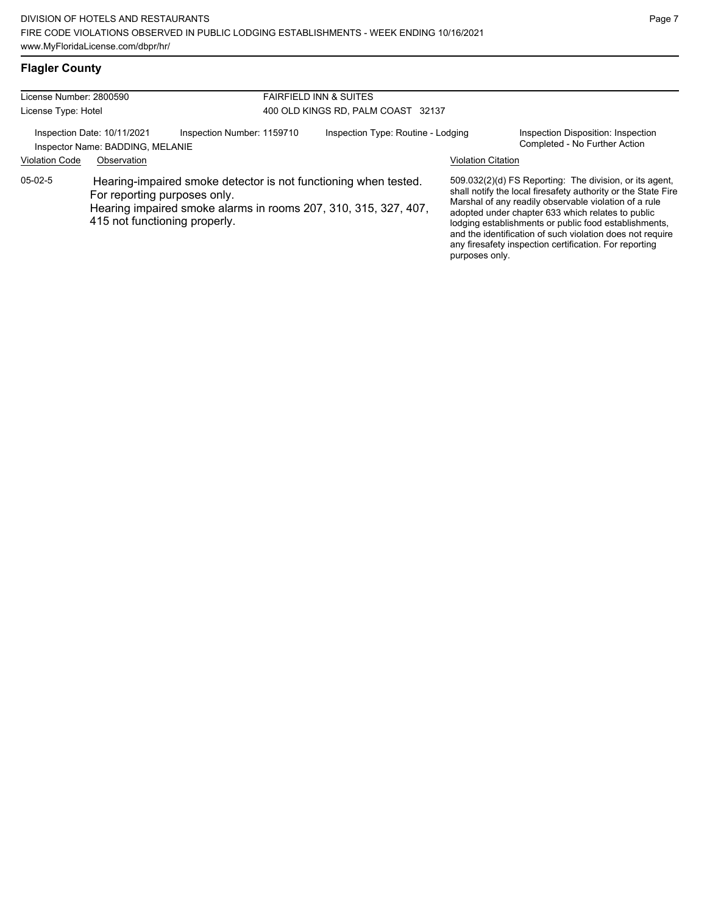## Flagler County

| License Number: 2800590 | | FAIRFIELD INN & SUITES | |
|---|---|---|---|
| License Type: Hotel | | 400 OLD KINGS RD, PALM COAST 32137 | |
| Inspection Date: 10/11/2021 | Inspection Number: 1159710 | Inspection Type: Routine - Lodging | Inspection Disposition: Inspection Completed - No Further Action |
| Inspector Name: BADDING, MELANIE | | | |

| Violation Code | Observation | Violation Citation |
|---|---|---|
| 05-02-5 | Hearing-impaired smoke detector is not functioning when tested. For reporting purposes only. Hearing impaired smoke alarms in rooms 207, 310, 315, 327, 407, 415 not functioning properly. | 509.032(2)(d) FS Reporting: The division, or its agent, shall notify the local firesafety authority or the State Fire Marshal of any readily observable violation of a rule adopted under chapter 633 which relates to public lodging establishments or public food establishments, and the identification of such violation does not require any firesafety inspection certification. For reporting purposes only. |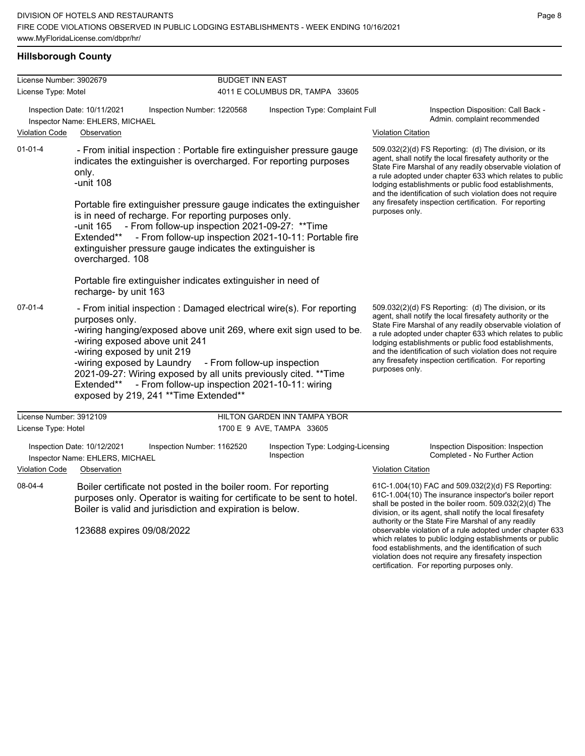## Hillsborough County

**License Number:** 3902679
**License Type:** Motel

**BUDGET INN EAST**
4011 E COLUMBUS DR, TAMPA 33605

Inspection Date: 10/11/2021
Inspector Name: EHLERS, MICHAEL
Inspection Number: 1220568
Inspection Type: Complaint Full
Inspection Disposition: Call Back - Admin. complaint recommended

| Violation Code | Observation | Violation Citation |
|---|---|---|
| 01-01-4 | - From initial inspection : Portable fire extinguisher pressure gauge indicates the extinguisher is overcharged. For reporting purposes only.<br>-unit 108<br><br>Portable fire extinguisher pressure gauge indicates the extinguisher is in need of recharge. For reporting purposes only.<br>-unit 165 - From follow-up inspection 2021-09-27: **Time Extended** - From follow-up inspection 2021-10-11: Portable fire extinguisher pressure gauge indicates the extinguisher is overcharged. 108<br><br>Portable fire extinguisher indicates extinguisher in need of recharge- by unit 163 | 509.032(2)(d) FS Reporting: (d) The division, or its agent, shall notify the local firesafety authority or the State Fire Marshal of any readily observable violation of a rule adopted under chapter 633 which relates to public lodging establishments or public food establishments, and the identification of such violation does not require any firesafety inspection certification. For reporting purposes only. |
| 07-01-4 | - From initial inspection : Damaged electrical wire(s). For reporting purposes only.<br>-wiring hanging/exposed above unit 269, where exit sign used to be.<br>-wiring exposed above unit 241<br>-wiring exposed by unit 219<br>-wiring exposed by Laundry - From follow-up inspection 2021-09-27: Wiring exposed by all units previously cited. **Time Extended** - From follow-up inspection 2021-10-11: wiring exposed by 219, 241 **Time Extended** | 509.032(2)(d) FS Reporting: (d) The division, or its agent, shall notify the local firesafety authority or the State Fire Marshal of any readily observable violation of a rule adopted under chapter 633 which relates to public lodging establishments or public food establishments, and the identification of such violation does not require any firesafety inspection certification. For reporting purposes only. |

**License Number:** 3912109
**License Type:** Hotel

**HILTON GARDEN INN TAMPA YBOR**
1700 E 9 AVE, TAMPA 33605

Inspection Date: 10/12/2021
Inspector Name: EHLERS, MICHAEL
Inspection Number: 1162520
Inspection Type: Lodging-Licensing Inspection
Inspection Disposition: Inspection Completed - No Further Action

| Violation Code | Observation | Violation Citation |
|---|---|---|
| 08-04-4 | Boiler certificate not posted in the boiler room. For reporting purposes only. Operator is waiting for certificate to be sent to hotel. Boiler is valid and jurisdiction and expiration is below.<br><br>123688 expires 09/08/2022 | 61C-1.004(10) FAC and 509.032(2)(d) FS Reporting: 61C-1.004(10) The insurance inspector's boiler report shall be posted in the boiler room. 509.032(2)(d) The division, or its agent, shall notify the local firesafety authority or the State Fire Marshal of any readily observable violation of a rule adopted under chapter 633 which relates to public lodging establishments or public food establishments, and the identification of such violation does not require any firesafety inspection certification. For reporting purposes only. |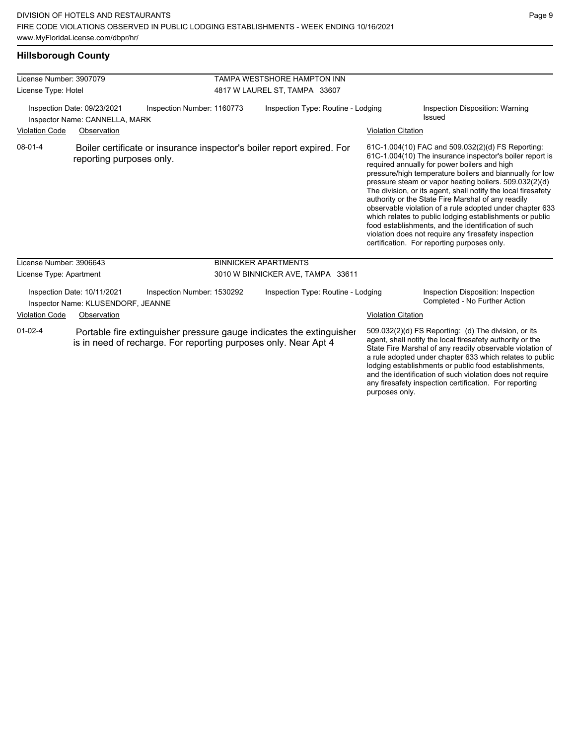## Hillsborough County

| License Number: 3907079 | | TAMPA WESTSHORE HAMPTON INN | |
|---|---|---|---|
| License Type: Hotel | | 4817 W LAUREL ST, TAMPA 33607 | |
| Inspection Date: 09/23/2021 | Inspection Number: 1160773 | Inspection Type: Routine - Lodging | Inspection Disposition: Warning Issued |
| Inspector Name: CANNELLA, MARK | | | |

| Violation Code | Observation | Violation Citation |
|---|---|---|
| 08-01-4 | Boiler certificate or insurance inspector's boiler report expired. For reporting purposes only. | 61C-1.004(10) FAC and 509.032(2)(d) FS Reporting: 61C-1.004(10) The insurance inspector's boiler report is required annually for power boilers and high pressure/high temperature boilers and biannually for low pressure steam or vapor heating boilers. 509.032(2)(d) The division, or its agent, shall notify the local firesafety authority or the State Fire Marshal of any readily observable violation of a rule adopted under chapter 633 which relates to public lodging establishments or public food establishments, and the identification of such violation does not require any firesafety inspection certification. For reporting purposes only. |

| License Number: 3906643 | | BINNICKER APARTMENTS | |
|---|---|---|---|
| License Type: Apartment | | 3010 W BINNICKER AVE, TAMPA 33611 | |
| Inspection Date: 10/11/2021 | Inspection Number: 1530292 | Inspection Type: Routine - Lodging | Inspection Disposition: Inspection Completed - No Further Action |
| Inspector Name: KLUSENDORF, JEANNE | | | |

| Violation Code | Observation | Violation Citation |
|---|---|---|
| 01-02-4 | Portable fire extinguisher pressure gauge indicates the extinguisher is in need of recharge. For reporting purposes only. Near Apt 4 | 509.032(2)(d) FS Reporting: (d) The division, or its agent, shall notify the local firesafety authority or the State Fire Marshal of any readily observable violation of a rule adopted under chapter 633 which relates to public lodging establishments or public food establishments, and the identification of such violation does not require any firesafety inspection certification. For reporting purposes only. |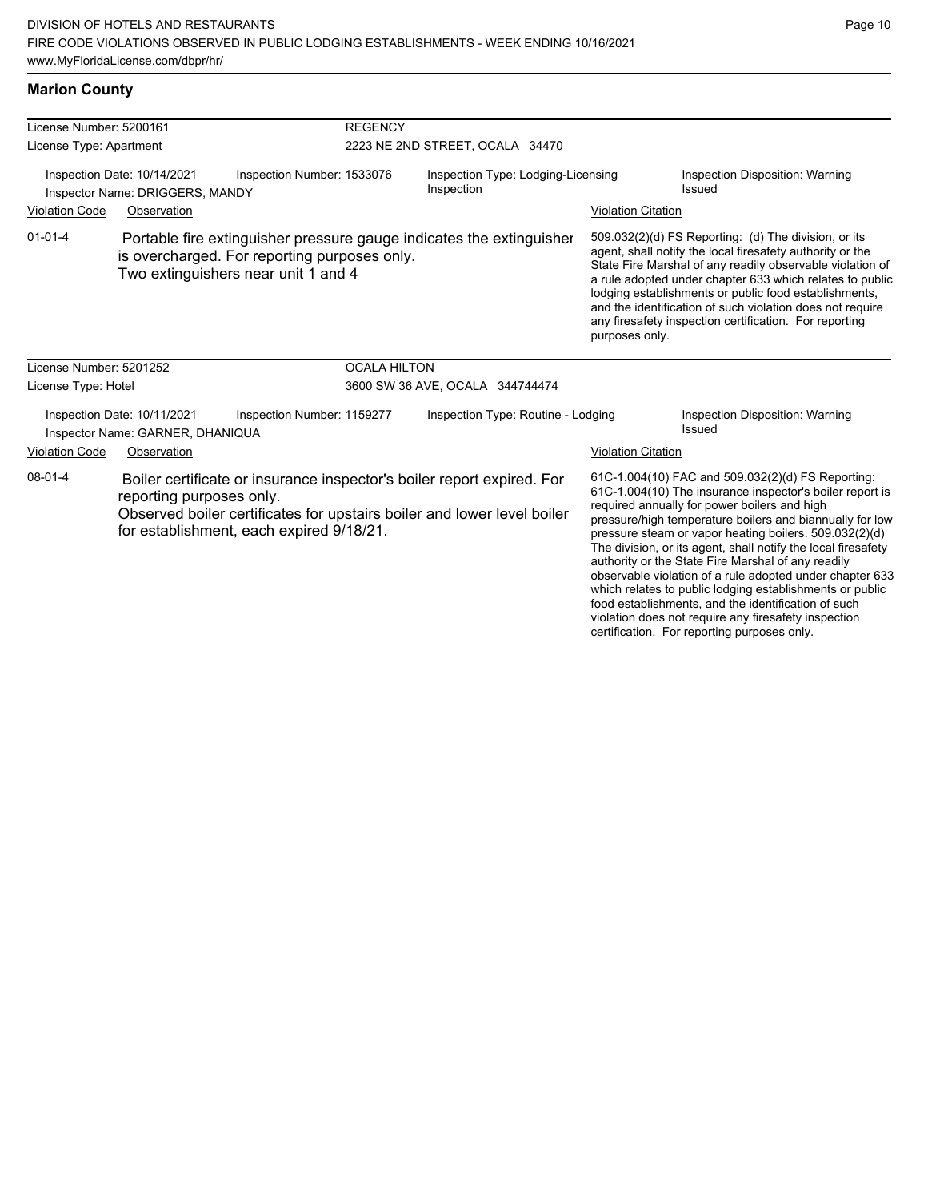## Marion County

**License Number:** 5200161 — **REGENCY**
**License Type:** Apartment — 2223 NE 2ND STREET, OCALA 34470

Inspection Date: 10/14/2021 | Inspection Number: 1533076 | Inspection Type: Lodging-Licensing Inspection | Inspection Disposition: Warning Issued
Inspector Name: DRIGGERS, MANDY

| Violation Code | Observation | Violation Citation |
|---|---|---|
| 01-01-4 | Portable fire extinguisher pressure gauge indicates the extinguisher is overcharged. For reporting purposes only. Two extinguishers near unit 1 and 4 | 509.032(2)(d) FS Reporting: (d) The division, or its agent, shall notify the local firesafety authority or the State Fire Marshal of any readily observable violation of a rule adopted under chapter 633 which relates to public lodging establishments or public food establishments, and the identification of such violation does not require any firesafety inspection certification. For reporting purposes only. |

**License Number:** 5201252 — **OCALA HILTON**
**License Type:** Hotel — 3600 SW 36 AVE, OCALA 344744474

Inspection Date: 10/11/2021 | Inspection Number: 1159277 | Inspection Type: Routine - Lodging | Inspection Disposition: Warning Issued
Inspector Name: GARNER, DHANIQUA

| Violation Code | Observation | Violation Citation |
|---|---|---|
| 08-01-4 | Boiler certificate or insurance inspector's boiler report expired. For reporting purposes only. Observed boiler certificates for upstairs boiler and lower level boiler for establishment, each expired 9/18/21. | 61C-1.004(10) FAC and 509.032(2)(d) FS Reporting: 61C-1.004(10) The insurance inspector's boiler report is required annually for power boilers and high pressure/high temperature boilers and biannually for low pressure steam or vapor heating boilers. 509.032(2)(d) The division, or its agent, shall notify the local firesafety authority or the State Fire Marshal of any readily observable violation of a rule adopted under chapter 633 which relates to public lodging establishments or public food establishments, and the identification of such violation does not require any firesafety inspection certification. For reporting purposes only. |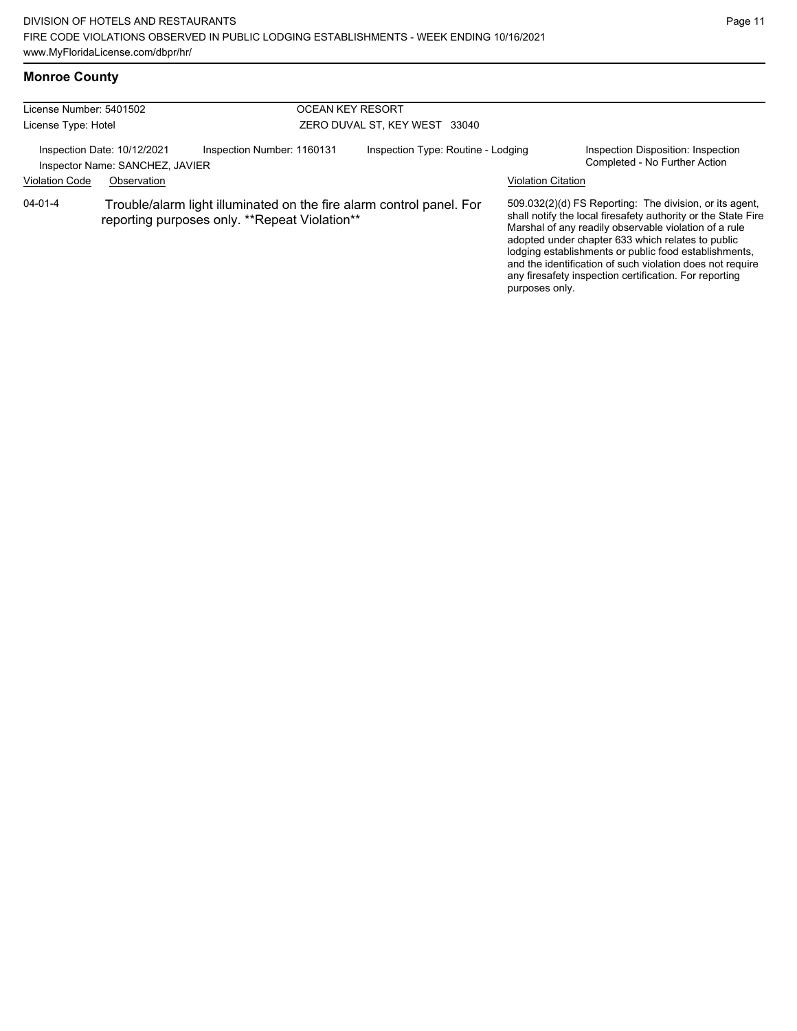## Monroe County

License Number: 5401502
License Type: Hotel

**OCEAN KEY RESORT**
ZERO DUVAL ST, KEY WEST 33040

Inspection Date: 10/12/2021
Inspector Name: SANCHEZ, JAVIER
Inspection Number: 1160131
Inspection Type: Routine - Lodging
Inspection Disposition: Inspection Completed - No Further Action

| Violation Code | Observation | Violation Citation |
|---|---|---|
| 04-01-4 | Trouble/alarm light illuminated on the fire alarm control panel. For reporting purposes only. **Repeat Violation** | 509.032(2)(d) FS Reporting: The division, or its agent, shall notify the local firesafety authority or the State Fire Marshal of any readily observable violation of a rule adopted under chapter 633 which relates to public lodging establishments or public food establishments, and the identification of such violation does not require any firesafety inspection certification. For reporting purposes only. |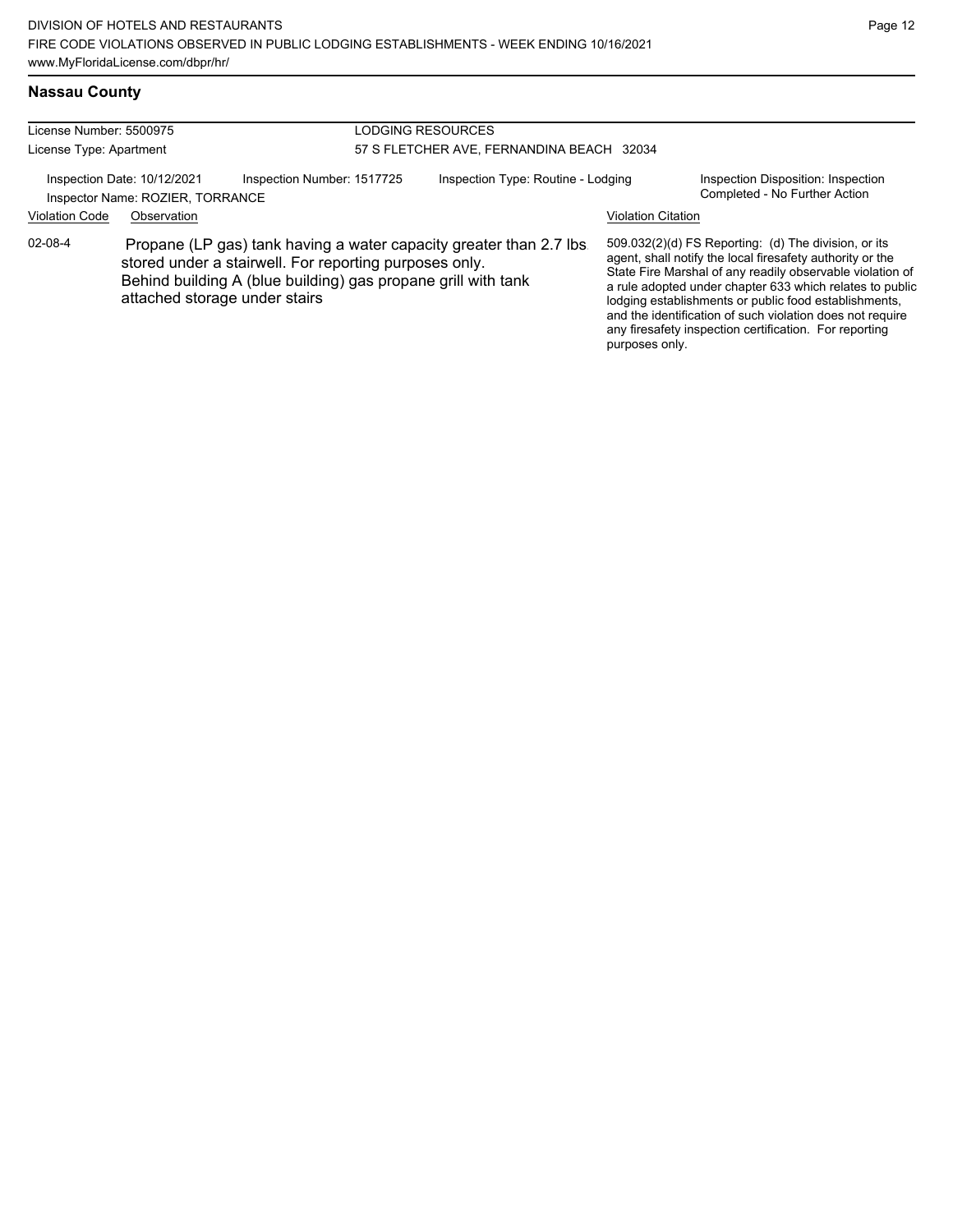## Nassau County

License Number: 5500975

License Type: Apartment

**LODGING RESOURCES**

57 S FLETCHER AVE, FERNANDINA BEACH 32034

Inspection Date: 10/12/2021

Inspection Number: 1517725

Inspection Type: Routine - Lodging

Inspection Disposition: Inspection Completed - No Further Action

Inspector Name: ROZIER, TORRANCE

| Violation Code | Observation | Violation Citation |
|---|---|---|
| 02-08-4 | Propane (LP gas) tank having a water capacity greater than 2.7 lbs. stored under a stairwell. For reporting purposes only. Behind building A (blue building) gas propane grill with tank attached storage under stairs | 509.032(2)(d) FS Reporting: (d) The division, or its agent, shall notify the local firesafety authority or the State Fire Marshal of any readily observable violation of a rule adopted under chapter 633 which relates to public lodging establishments or public food establishments, and the identification of such violation does not require any firesafety inspection certification. For reporting purposes only. |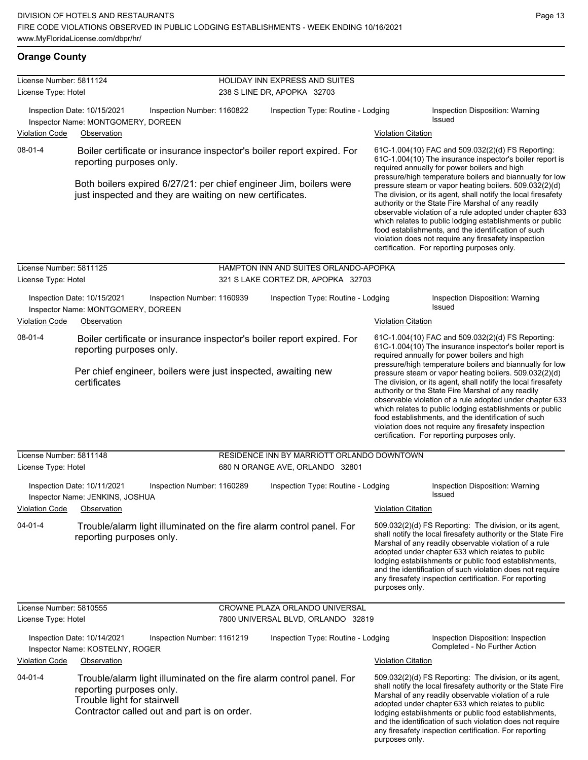## Orange County

**License Number:** 5811124
**License Type:** Hotel
**HOLIDAY INN EXPRESS AND SUITES**
238 S LINE DR, APOPKA 32703

Inspection Date: 10/15/2021 | Inspection Number: 1160822 | Inspection Type: Routine - Lodging | Inspection Disposition: Warning Issued
Inspector Name: MONTGOMERY, DOREEN

| Violation Code | Observation | Violation Citation |
|---|---|---|
| 08-01-4 | Boiler certificate or insurance inspector's boiler report expired. For reporting purposes only. Both boilers expired 6/27/21: per chief engineer Jim, boilers were just inspected and they are waiting on new certificates. | 61C-1.004(10) FAC and 509.032(2)(d) FS Reporting: 61C-1.004(10) The insurance inspector's boiler report is required annually for power boilers and high pressure/high temperature boilers and biannually for low pressure steam or vapor heating boilers. 509.032(2)(d) The division, or its agent, shall notify the local firesafety authority or the State Fire Marshal of any readily observable violation of a rule adopted under chapter 633 which relates to public lodging establishments or public food establishments, and the identification of such violation does not require any firesafety inspection certification. For reporting purposes only. |

**License Number:** 5811125
**License Type:** Hotel
**HAMPTON INN AND SUITES ORLANDO-APOPKA**
321 S LAKE CORTEZ DR, APOPKA 32703

Inspection Date: 10/15/2021 | Inspection Number: 1160939 | Inspection Type: Routine - Lodging | Inspection Disposition: Warning Issued
Inspector Name: MONTGOMERY, DOREEN

| Violation Code | Observation | Violation Citation |
|---|---|---|
| 08-01-4 | Boiler certificate or insurance inspector's boiler report expired. For reporting purposes only. Per chief engineer, boilers were just inspected, awaiting new certificates | 61C-1.004(10) FAC and 509.032(2)(d) FS Reporting: 61C-1.004(10) The insurance inspector's boiler report is required annually for power boilers and high pressure/high temperature boilers and biannually for low pressure steam or vapor heating boilers. 509.032(2)(d) The division, or its agent, shall notify the local firesafety authority or the State Fire Marshal of any readily observable violation of a rule adopted under chapter 633 which relates to public lodging establishments or public food establishments, and the identification of such violation does not require any firesafety inspection certification. For reporting purposes only. |

**License Number:** 5811148
**License Type:** Hotel
**RESIDENCE INN BY MARRIOTT ORLANDO DOWNTOWN**
680 N ORANGE AVE, ORLANDO 32801

Inspection Date: 10/11/2021 | Inspection Number: 1160289 | Inspection Type: Routine - Lodging | Inspection Disposition: Warning Issued
Inspector Name: JENKINS, JOSHUA

| Violation Code | Observation | Violation Citation |
|---|---|---|
| 04-01-4 | Trouble/alarm light illuminated on the fire alarm control panel. For reporting purposes only. | 509.032(2)(d) FS Reporting: The division, or its agent, shall notify the local firesafety authority or the State Fire Marshal of any readily observable violation of a rule adopted under chapter 633 which relates to public lodging establishments or public food establishments, and the identification of such violation does not require any firesafety inspection certification. For reporting purposes only. |

**License Number:** 5810555
**License Type:** Hotel
**CROWNE PLAZA ORLANDO UNIVERSAL**
7800 UNIVERSAL BLVD, ORLANDO 32819

Inspection Date: 10/14/2021 | Inspection Number: 1161219 | Inspection Type: Routine - Lodging | Inspection Disposition: Inspection Completed - No Further Action
Inspector Name: KOSTELNY, ROGER

| Violation Code | Observation | Violation Citation |
|---|---|---|
| 04-01-4 | Trouble/alarm light illuminated on the fire alarm control panel. For reporting purposes only. Trouble light for stairwell Contractor called out and part is on order. | 509.032(2)(d) FS Reporting: The division, or its agent, shall notify the local firesafety authority or the State Fire Marshal of any readily observable violation of a rule adopted under chapter 633 which relates to public lodging establishments or public food establishments, and the identification of such violation does not require any firesafety inspection certification. For reporting purposes only. |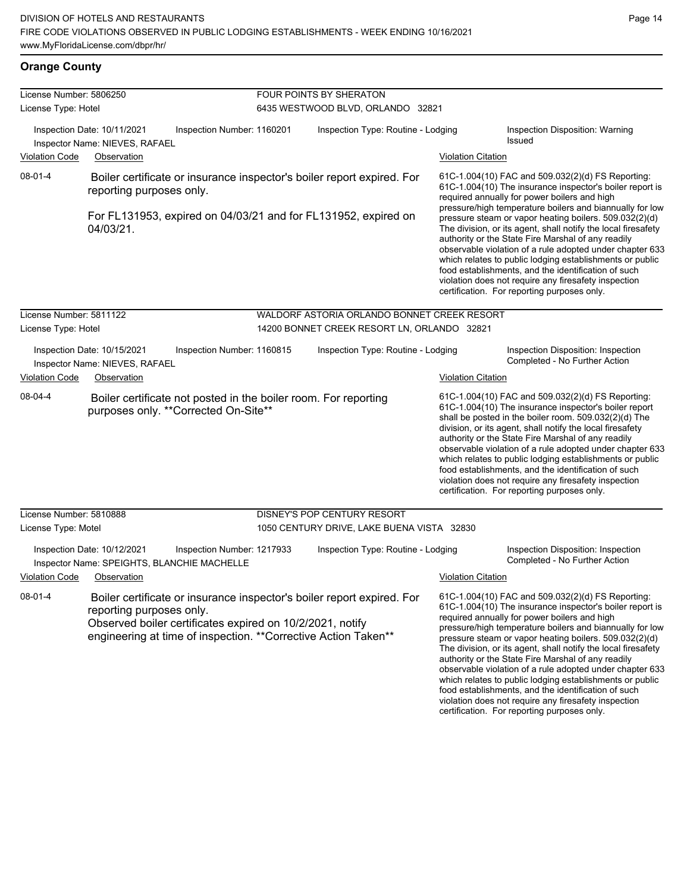## Orange County

**License Number:** 5806250
**License Type:** Hotel

**FOUR POINTS BY SHERATON**
6435 WESTWOOD BLVD, ORLANDO 32821

Inspection Date: 10/11/2021 | Inspection Number: 1160201 | Inspection Type: Routine - Lodging | Inspection Disposition: Warning Issued

Inspector Name: NIEVES, RAFAEL

| Violation Code | Observation | Violation Citation |
|---|---|---|
| 08-01-4 | Boiler certificate or insurance inspector's boiler report expired. For reporting purposes only.<br><br>For FL131953, expired on 04/03/21 and for FL131952, expired on 04/03/21. | 61C-1.004(10) FAC and 509.032(2)(d) FS Reporting: 61C-1.004(10) The insurance inspector's boiler report is required annually for power boilers and high pressure/high temperature boilers and biannually for low pressure steam or vapor heating boilers. 509.032(2)(d) The division, or its agent, shall notify the local firesafety authority or the State Fire Marshal of any readily observable violation of a rule adopted under chapter 633 which relates to public lodging establishments or public food establishments, and the identification of such violation does not require any firesafety inspection certification. For reporting purposes only. |

**License Number:** 5811122
**License Type:** Hotel

**WALDORF ASTORIA ORLANDO BONNET CREEK RESORT**
14200 BONNET CREEK RESORT LN, ORLANDO 32821

Inspection Date: 10/15/2021 | Inspection Number: 1160815 | Inspection Type: Routine - Lodging | Inspection Disposition: Inspection Completed - No Further Action

Inspector Name: NIEVES, RAFAEL

| Violation Code | Observation | Violation Citation |
|---|---|---|
| 08-04-4 | Boiler certificate not posted in the boiler room. For reporting purposes only. **Corrected On-Site** | 61C-1.004(10) FAC and 509.032(2)(d) FS Reporting: 61C-1.004(10) The insurance inspector's boiler report shall be posted in the boiler room. 509.032(2)(d) The division, or its agent, shall notify the local firesafety authority or the State Fire Marshal of any readily observable violation of a rule adopted under chapter 633 which relates to public lodging establishments or public food establishments, and the identification of such violation does not require any firesafety inspection certification. For reporting purposes only. |

**License Number:** 5810888
**License Type:** Motel

**DISNEY'S POP CENTURY RESORT**
1050 CENTURY DRIVE, LAKE BUENA VISTA 32830

Inspection Date: 10/12/2021 | Inspection Number: 1217933 | Inspection Type: Routine - Lodging | Inspection Disposition: Inspection Completed - No Further Action

Inspector Name: SPEIGHTS, BLANCHIE MACHELLE

| Violation Code | Observation | Violation Citation |
|---|---|---|
| 08-01-4 | Boiler certificate or insurance inspector's boiler report expired. For reporting purposes only.<br>Observed boiler certificates expired on 10/2/2021, notify engineering at time of inspection. **Corrective Action Taken** | 61C-1.004(10) FAC and 509.032(2)(d) FS Reporting: 61C-1.004(10) The insurance inspector's boiler report is required annually for power boilers and high pressure/high temperature boilers and biannually for low pressure steam or vapor heating boilers. 509.032(2)(d) The division, or its agent, shall notify the local firesafety authority or the State Fire Marshal of any readily observable violation of a rule adopted under chapter 633 which relates to public lodging establishments or public food establishments, and the identification of such violation does not require any firesafety inspection certification. For reporting purposes only. |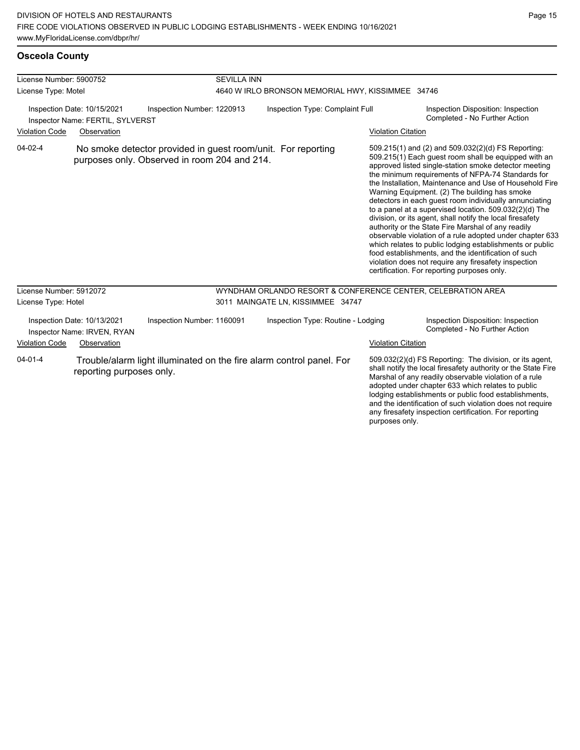## Osceola County

**License Number:** 5900752
**License Type:** Motel

**SEVILLA INN**
4640 W IRLO BRONSON MEMORIAL HWY, KISSIMMEE 34746

Inspection Date: 10/15/2021
Inspector Name: FERTIL, SYLVERST
Inspection Number: 1220913
Inspection Type: Complaint Full
Inspection Disposition: Inspection Completed - No Further Action

| Violation Code | Observation | Violation Citation |
|---|---|---|
| 04-02-4 | No smoke detector provided in guest room/unit. For reporting purposes only. Observed in room 204 and 214. | 509.215(1) and (2) and 509.032(2)(d) FS Reporting: 509.215(1) Each guest room shall be equipped with an approved listed single-station smoke detector meeting the minimum requirements of NFPA-74 Standards for the Installation, Maintenance and Use of Household Fire Warning Equipment. (2) The building has smoke detectors in each guest room individually annunciating to a panel at a supervised location. 509.032(2)(d) The division, or its agent, shall notify the local firesafety authority or the State Fire Marshal of any readily observable violation of a rule adopted under chapter 633 which relates to public lodging establishments or public food establishments, and the identification of such violation does not require any firesafety inspection certification. For reporting purposes only. |

**License Number:** 5912072
**License Type:** Hotel

**WYNDHAM ORLANDO RESORT & CONFERENCE CENTER, CELEBRATION AREA**
3011 MAINGATE LN, KISSIMMEE 34747

Inspection Date: 10/13/2021
Inspector Name: IRVEN, RYAN
Inspection Number: 1160091
Inspection Type: Routine - Lodging
Inspection Disposition: Inspection Completed - No Further Action

| Violation Code | Observation | Violation Citation |
|---|---|---|
| 04-01-4 | Trouble/alarm light illuminated on the fire alarm control panel. For reporting purposes only. | 509.032(2)(d) FS Reporting: The division, or its agent, shall notify the local firesafety authority or the State Fire Marshal of any readily observable violation of a rule adopted under chapter 633 which relates to public lodging establishments or public food establishments, and the identification of such violation does not require any firesafety inspection certification. For reporting purposes only. |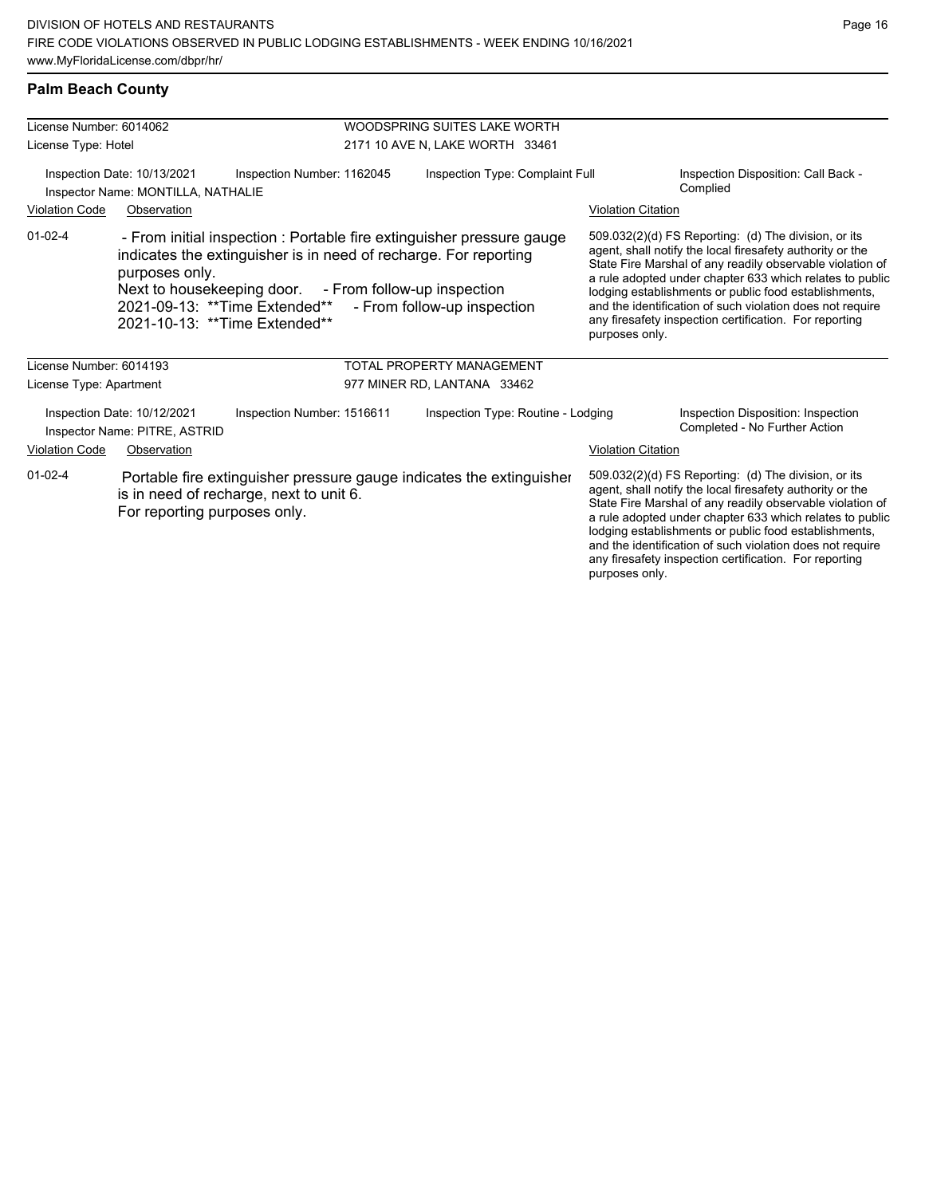## Palm Beach County

| License Number: 6014062 | | WOODSPRING SUITES LAKE WORTH | |
|---|---|---|---|
| License Type: Hotel | | 2171 10 AVE N, LAKE WORTH 33461 | |
| Inspection Date: 10/13/2021 | Inspection Number: 1162045 | Inspection Type: Complaint Full | Inspection Disposition: Call Back - Complied |
| Inspector Name: MONTILLA, NATHALIE | | | |

| Violation Code | Observation | Violation Citation |
|---|---|---|
| 01-02-4 | - From initial inspection : Portable fire extinguisher pressure gauge indicates the extinguisher is in need of recharge. For reporting purposes only. Next to housekeeping door. - From follow-up inspection 2021-09-13: **Time Extended** - From follow-up inspection 2021-10-13: **Time Extended** | 509.032(2)(d) FS Reporting: (d) The division, or its agent, shall notify the local firesafety authority or the State Fire Marshal of any readily observable violation of a rule adopted under chapter 633 which relates to public lodging establishments or public food establishments, and the identification of such violation does not require any firesafety inspection certification. For reporting purposes only. |

| License Number: 6014193 | | TOTAL PROPERTY MANAGEMENT | |
|---|---|---|---|
| License Type: Apartment | | 977 MINER RD, LANTANA 33462 | |
| Inspection Date: 10/12/2021 | Inspection Number: 1516611 | Inspection Type: Routine - Lodging | Inspection Disposition: Inspection Completed - No Further Action |
| Inspector Name: PITRE, ASTRID | | | |

| Violation Code | Observation | Violation Citation |
|---|---|---|
| 01-02-4 | Portable fire extinguisher pressure gauge indicates the extinguisher is in need of recharge, next to unit 6. For reporting purposes only. | 509.032(2)(d) FS Reporting: (d) The division, or its agent, shall notify the local firesafety authority or the State Fire Marshal of any readily observable violation of a rule adopted under chapter 633 which relates to public lodging establishments or public food establishments, and the identification of such violation does not require any firesafety inspection certification. For reporting purposes only. |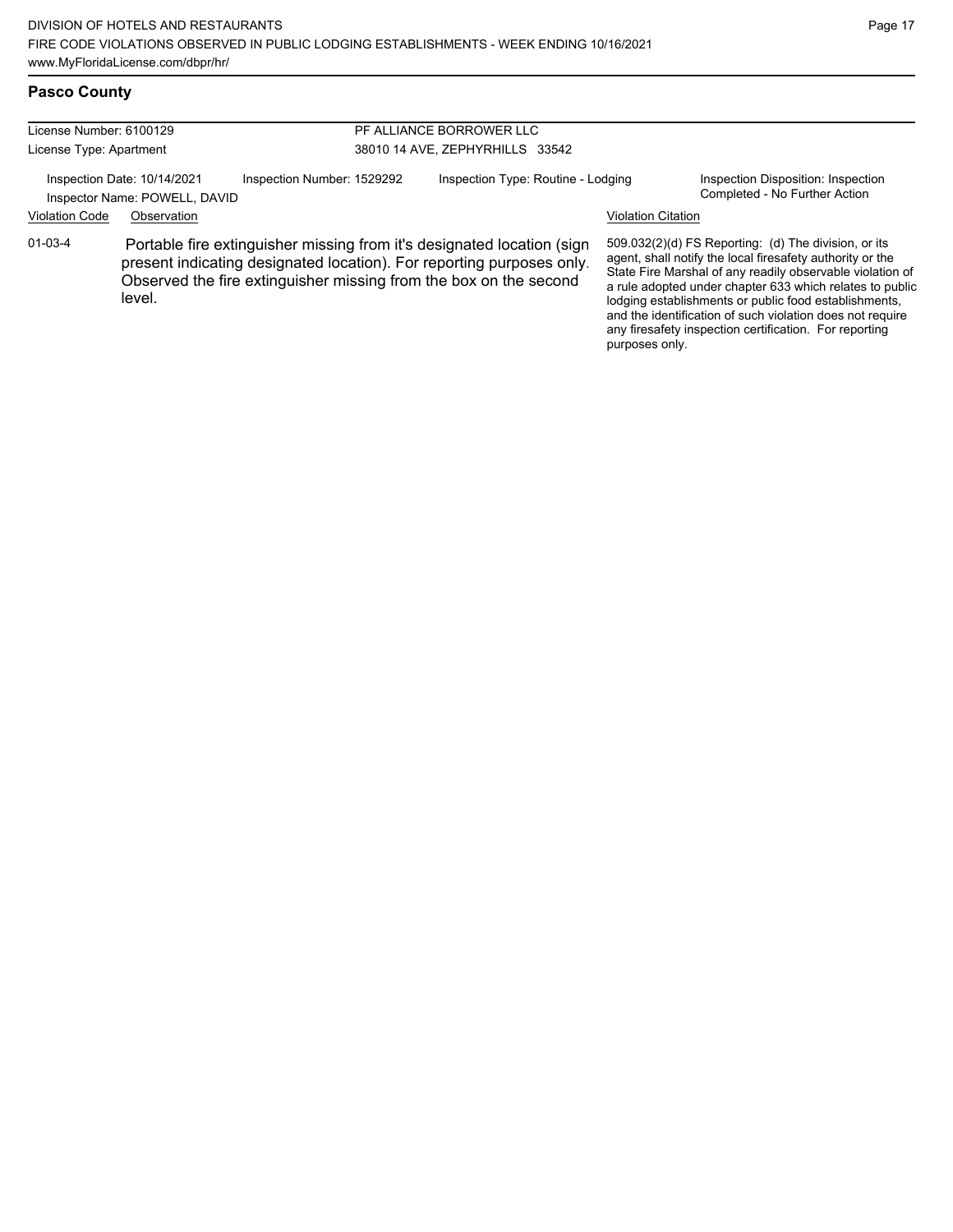## Pasco County

License Number: 6100129
License Type: Apartment

PF ALLIANCE BORROWER LLC
38010 14 AVE, ZEPHYRHILLS 33542

Inspection Date: 10/14/2021
Inspector Name: POWELL, DAVID
Inspection Number: 1529292
Inspection Type: Routine - Lodging
Inspection Disposition: Inspection Completed - No Further Action

| Violation Code | Observation | Violation Citation |
| --- | --- | --- |
| 01-03-4 | Portable fire extinguisher missing from it's designated location (sign present indicating designated location). For reporting purposes only. Observed the fire extinguisher missing from the box on the second level. | 509.032(2)(d) FS Reporting: (d) The division, or its agent, shall notify the local firesafety authority or the State Fire Marshal of any readily observable violation of a rule adopted under chapter 633 which relates to public lodging establishments or public food establishments, and the identification of such violation does not require any firesafety inspection certification. For reporting purposes only. |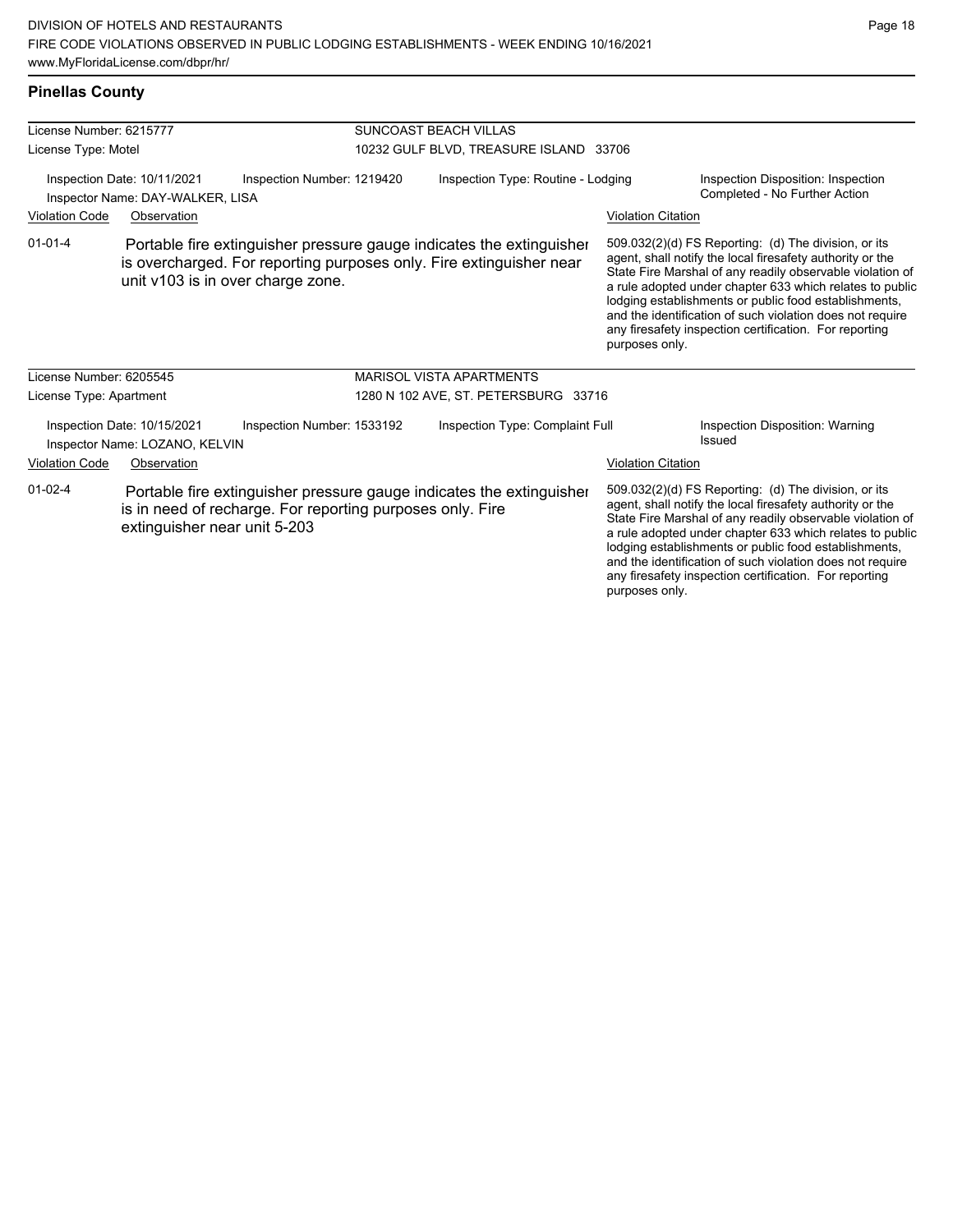## Pinellas County

| License Number: 6215777 | | SUNCOAST BEACH VILLAS | |
|---|---|---|---|
| License Type: Motel | | 10232 GULF BLVD, TREASURE ISLAND 33706 | |
| Inspection Date: 10/11/2021 | Inspection Number: 1219420 | Inspection Type: Routine - Lodging | Inspection Disposition: Inspection Completed - No Further Action |
| Inspector Name: DAY-WALKER, LISA | | | |

| Violation Code | Observation | Violation Citation |
|---|---|---|
| 01-01-4 | Portable fire extinguisher pressure gauge indicates the extinguisher is overcharged. For reporting purposes only. Fire extinguisher near unit v103 is in over charge zone. | 509.032(2)(d) FS Reporting: (d) The division, or its agent, shall notify the local firesafety authority or the State Fire Marshal of any readily observable violation of a rule adopted under chapter 633 which relates to public lodging establishments or public food establishments, and the identification of such violation does not require any firesafety inspection certification. For reporting purposes only. |

| License Number: 6205545 | | MARISOL VISTA APARTMENTS | |
|---|---|---|---|
| License Type: Apartment | | 1280 N 102 AVE, ST. PETERSBURG 33716 | |
| Inspection Date: 10/15/2021 | Inspection Number: 1533192 | Inspection Type: Complaint Full | Inspection Disposition: Warning Issued |
| Inspector Name: LOZANO, KELVIN | | | |

| Violation Code | Observation | Violation Citation |
|---|---|---|
| 01-02-4 | Portable fire extinguisher pressure gauge indicates the extinguisher is in need of recharge. For reporting purposes only. Fire extinguisher near unit 5-203 | 509.032(2)(d) FS Reporting: (d) The division, or its agent, shall notify the local firesafety authority or the State Fire Marshal of any readily observable violation of a rule adopted under chapter 633 which relates to public lodging establishments or public food establishments, and the identification of such violation does not require any firesafety inspection certification. For reporting purposes only. |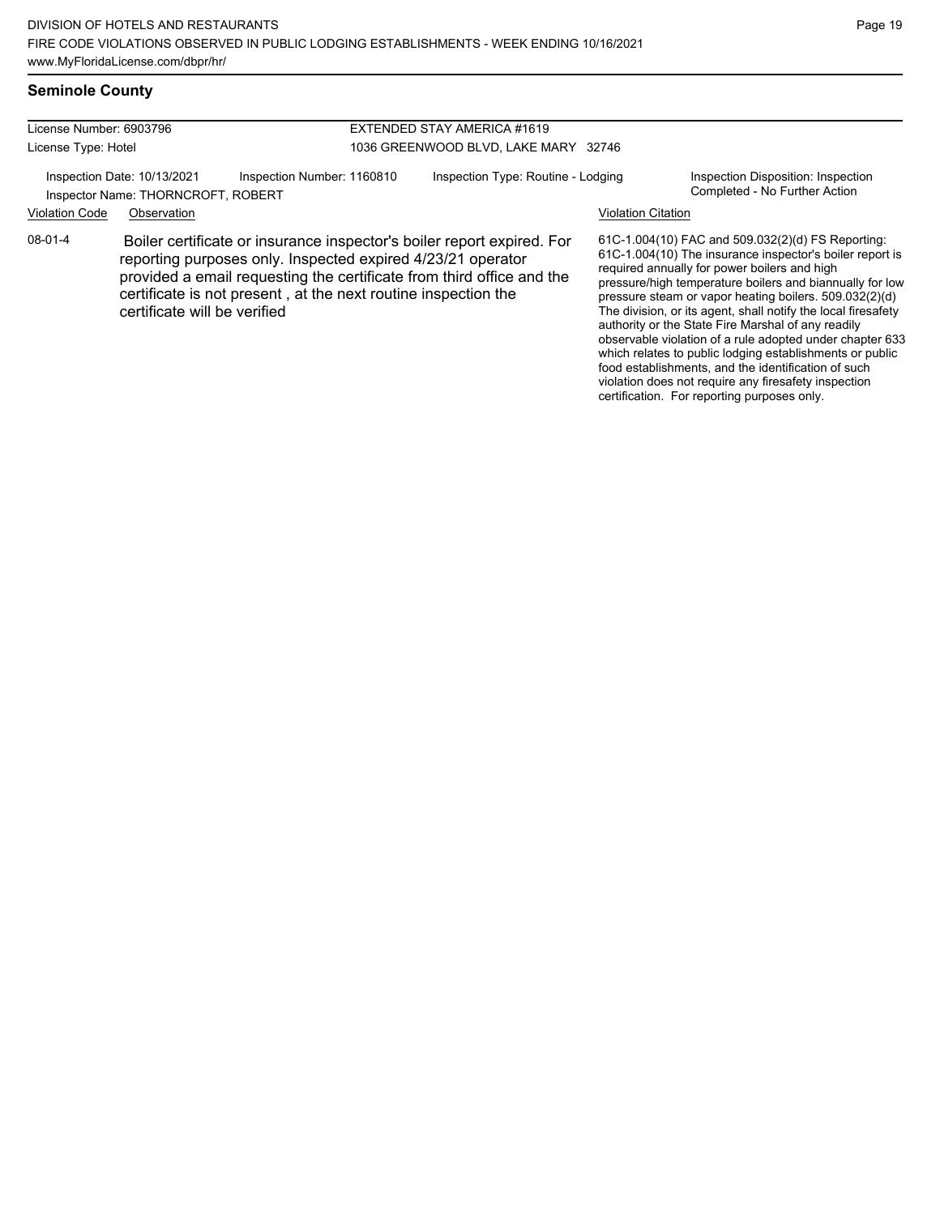## Seminole County

| License Number: 6903796 | | EXTENDED STAY AMERICA #1619 | |
|---|---|---|---|
| License Type: Hotel | | 1036 GREENWOOD BLVD, LAKE MARY 32746 | |
| Inspection Date: 10/13/2021 | Inspection Number: 1160810 | Inspection Type: Routine - Lodging | Inspection Disposition: Inspection Completed - No Further Action |
| Inspector Name: THORNCROFT, ROBERT | | | |

| Violation Code | Observation | Violation Citation |
|---|---|---|
| 08-01-4 | Boiler certificate or insurance inspector's boiler report expired. For reporting purposes only. Inspected expired 4/23/21 operator provided a email requesting the certificate from third office and the certificate is not present , at the next routine inspection the certificate will be verified | 61C-1.004(10) FAC and 509.032(2)(d) FS Reporting: 61C-1.004(10) The insurance inspector's boiler report is required annually for power boilers and high pressure/high temperature boilers and biannually for low pressure steam or vapor heating boilers. 509.032(2)(d) The division, or its agent, shall notify the local firesafety authority or the State Fire Marshal of any readily observable violation of a rule adopted under chapter 633 which relates to public lodging establishments or public food establishments, and the identification of such violation does not require any firesafety inspection certification. For reporting purposes only. |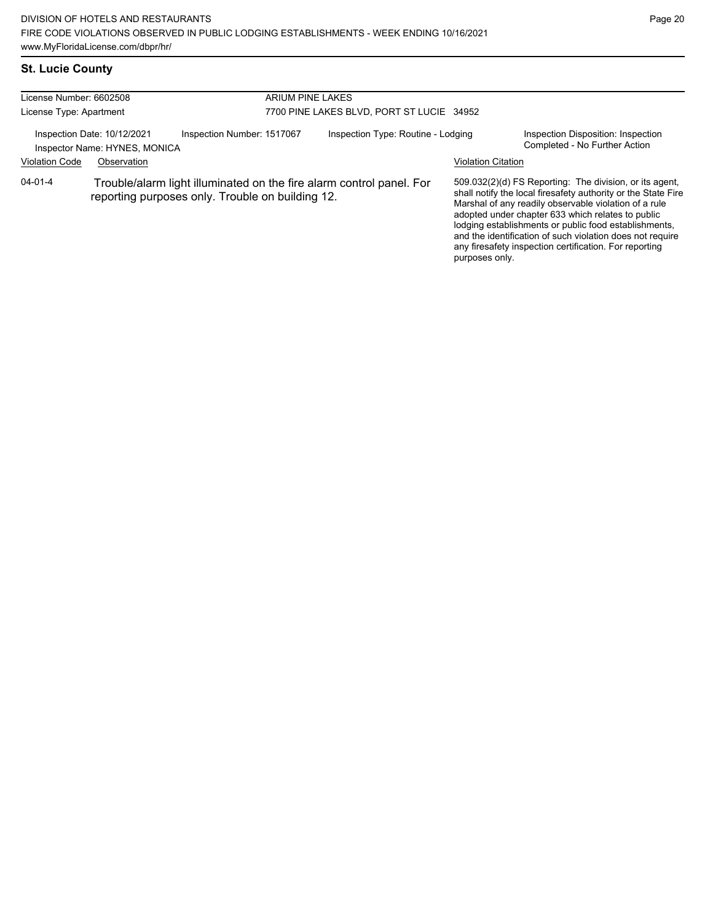## St. Lucie County

License Number: 6602508
License Type: Apartment

ARIUM PINE LAKES
7700 PINE LAKES BLVD, PORT ST LUCIE 34952

Inspection Date: 10/12/2021
Inspector Name: HYNES, MONICA
Inspection Number: 1517067
Inspection Type: Routine - Lodging
Inspection Disposition: Inspection Completed - No Further Action

| Violation Code | Observation | Violation Citation |
| --- | --- | --- |
| 04-01-4 | Trouble/alarm light illuminated on the fire alarm control panel. For reporting purposes only. Trouble on building 12. | 509.032(2)(d) FS Reporting: The division, or its agent, shall notify the local firesafety authority or the State Fire Marshal of any readily observable violation of a rule adopted under chapter 633 which relates to public lodging establishments or public food establishments, and the identification of such violation does not require any firesafety inspection certification. For reporting purposes only. |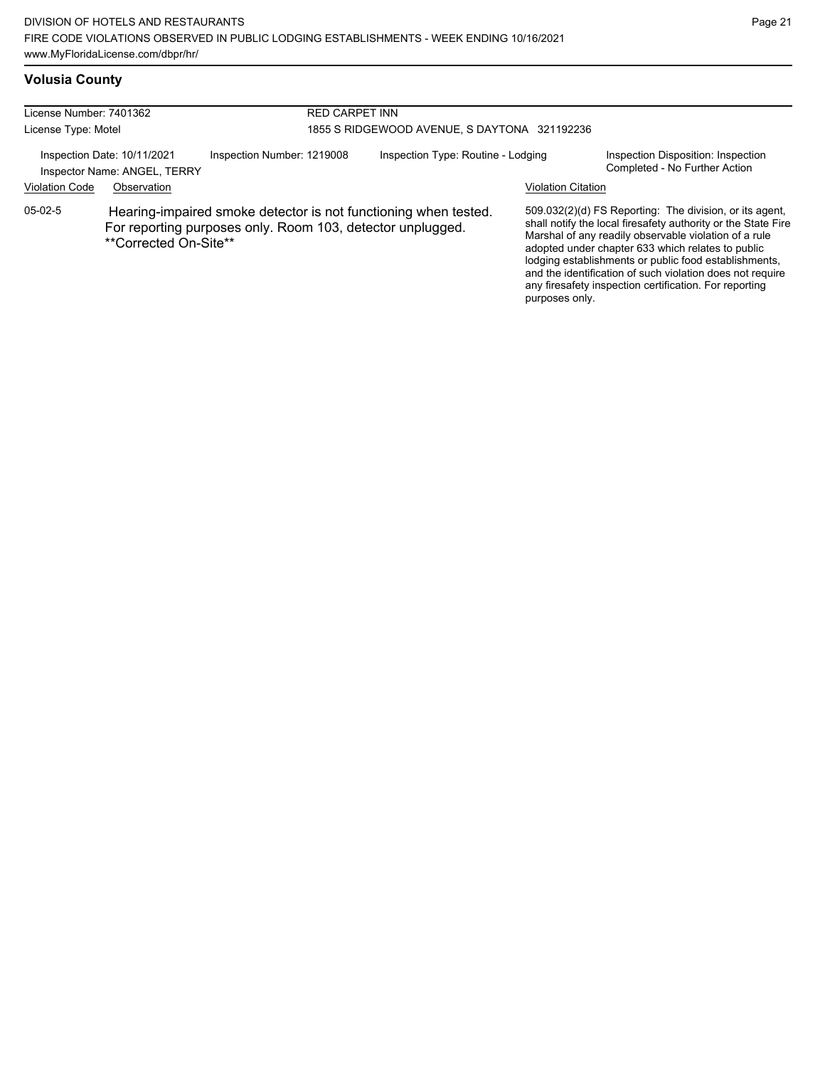## Volusia County

License Number: 7401362

License Type: Motel

RED CARPET INN

1855 S RIDGEWOOD AVENUE, S DAYTONA 321192236

Inspection Date: 10/11/2021

Inspector Name: ANGEL, TERRY

Inspection Number: 1219008

Inspection Type: Routine - Lodging

Inspection Disposition: Inspection Completed - No Further Action

| Violation Code | Observation | Violation Citation |
|---|---|---|
| 05-02-5 | Hearing-impaired smoke detector is not functioning when tested. For reporting purposes only. Room 103, detector unplugged. **Corrected On-Site** | 509.032(2)(d) FS Reporting: The division, or its agent, shall notify the local firesafety authority or the State Fire Marshal of any readily observable violation of a rule adopted under chapter 633 which relates to public lodging establishments or public food establishments, and the identification of such violation does not require any firesafety inspection certification. For reporting purposes only. |